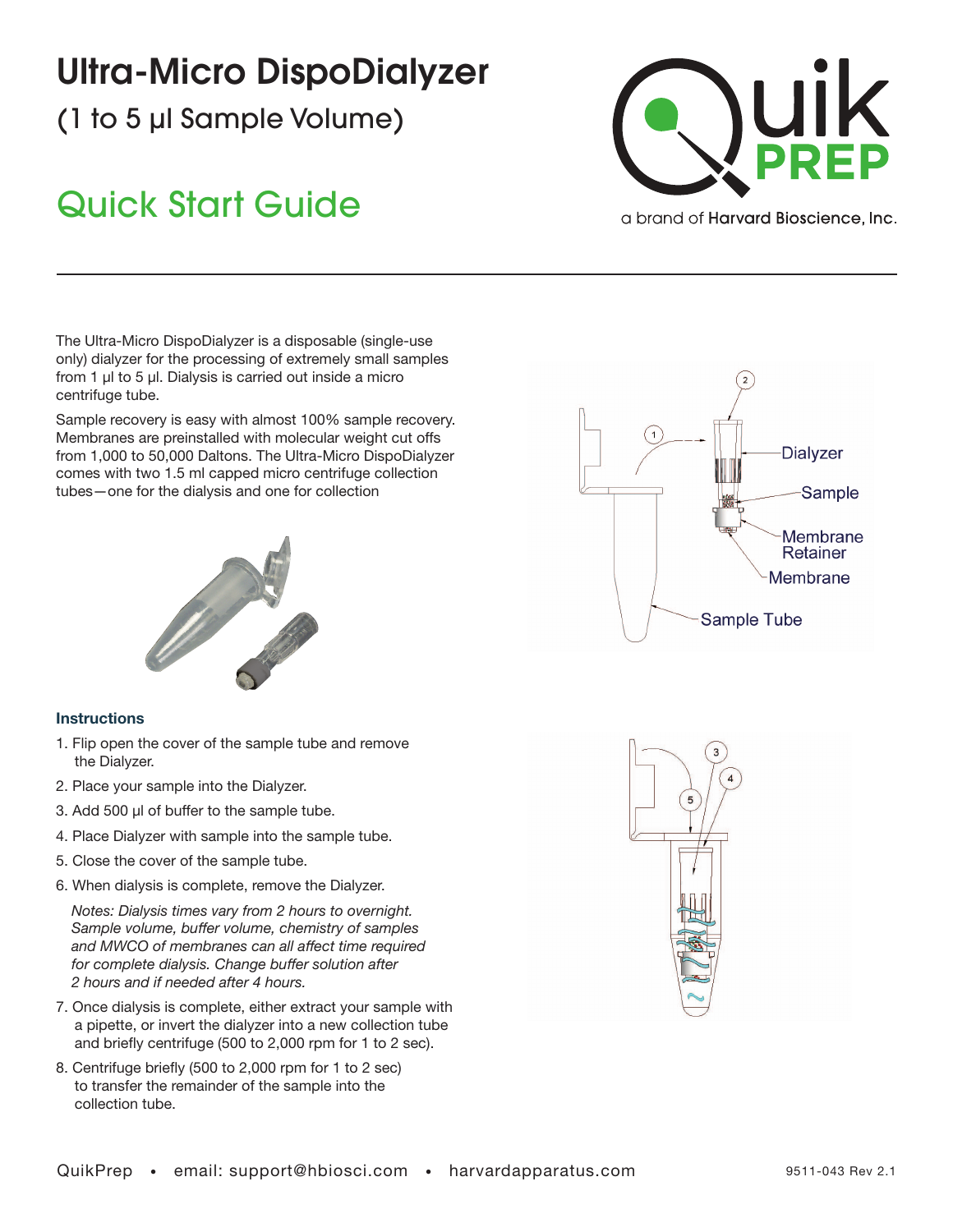# Ultra-Micro DispoDialyzer

(1 to 5 µl Sample Volume)

## Quick Start Guide

QuikPREP

a brand of Harvard Bioscience, Inc.

The Ultra-Micro DispoDialyzer is a disposable (single-use only) dialyzer for the processing of extremely small samples from 1 µl to 5 µl. Dialysis is carried out inside a micro centrifuge tube.

Sample recovery is easy with almost 100% sample recovery. Membranes are preinstalled with molecular weight cut offs from 1,000 to 50,000 Daltons. The Ultra-Micro DispoDialyzer comes with two 1.5 ml capped micro centrifuge collection tubes—one for the dialysis and one for collection

Dialyzer

Sample

Membrane Retainer

Membrane

Sample Tube

### Instructions

1. Flip open the cover of the sample tube and remove the Dialyzer.
2. Place your sample into the Dialyzer.
3. Add 500 µl of buffer to the sample tube.
4. Place Dialyzer with sample into the sample tube.
5. Close the cover of the sample tube.
6. When dialysis is complete, remove the Dialyzer.

   *Notes: Dialysis times vary from 2 hours to overnight. Sample volume, buffer volume, chemistry of samples and MWCO of membranes can all affect time required for complete dialysis. Change buffer solution after 2 hours and if needed after 4 hours.*

7. Once dialysis is complete, either extract your sample with a pipette, or invert the dialyzer into a new collection tube and briefly centrifuge (500 to 2,000 rpm for 1 to 2 sec).
8. Centrifuge briefly (500 to 2,000 rpm for 1 to 2 sec) to transfer the remainder of the sample into the collection tube.

QuikPrep • email: support@hbiosci.com • harvardapparatus.com

9511-043 Rev 2.1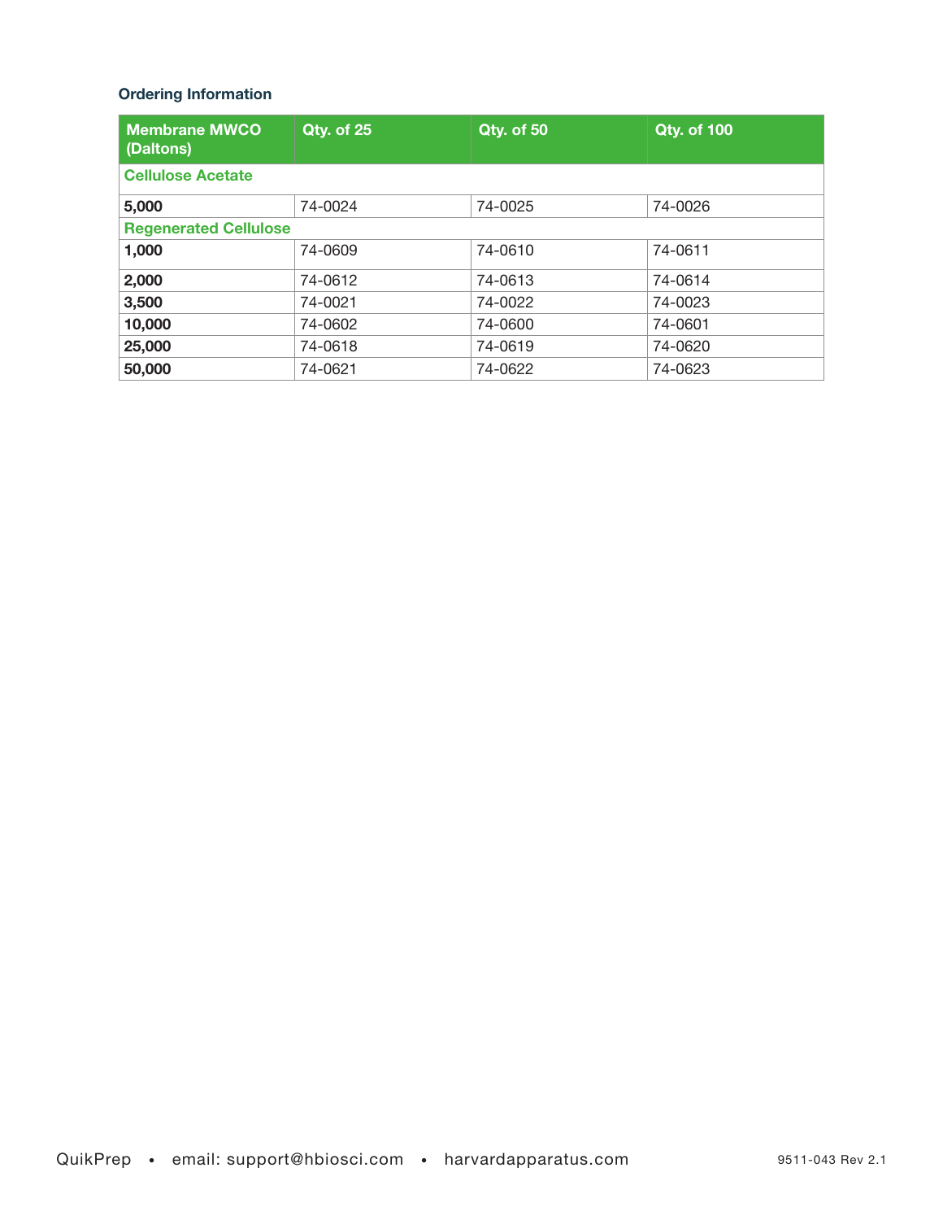### Ordering Information

| Membrane MWCO (Daltons) | Qty. of 25 | Qty. of 50 | Qty. of 100 |
|---|---|---|---|
| **Cellulose Acetate** | | | |
| **5,000** | 74-0024 | 74-0025 | 74-0026 |
| **Regenerated Cellulose** | | | |
| **1,000** | 74-0609 | 74-0610 | 74-0611 |
| **2,000** | 74-0612 | 74-0613 | 74-0614 |
| **3,500** | 74-0021 | 74-0022 | 74-0023 |
| **10,000** | 74-0602 | 74-0600 | 74-0601 |
| **25,000** | 74-0618 | 74-0619 | 74-0620 |
| **50,000** | 74-0621 | 74-0622 | 74-0623 |